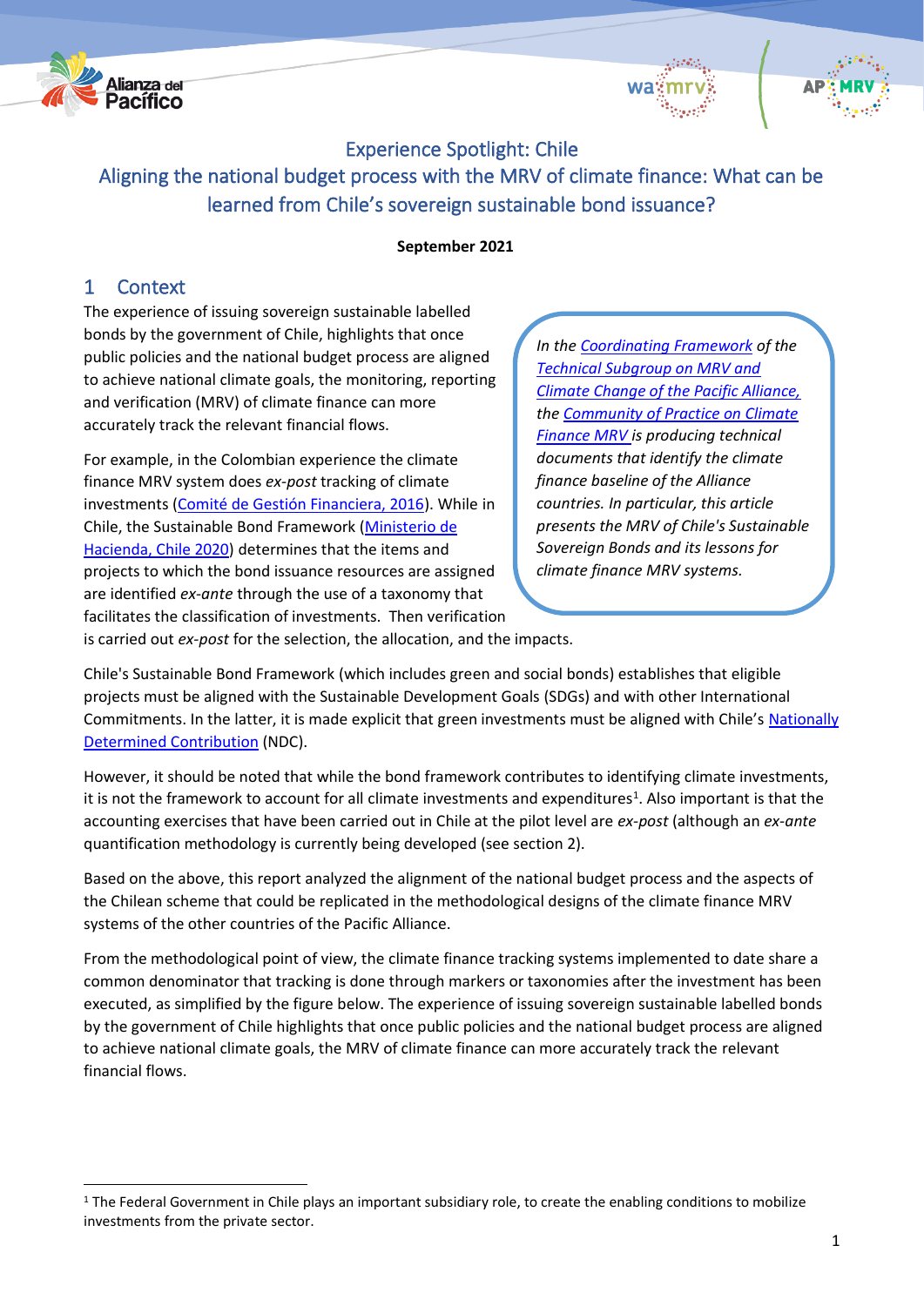Experience Spotlight: Chile

# Aligning the national budget process with the MRV of climate finance: What can be learned from Chile's sovereign sustainable bond issuance?

**September 2021**

## 1 Context

The experience of issuing sovereign sustainable labelled bonds by the government of Chile, highlights that once public policies and the national budget process are aligned to achieve national climate goals, the monitoring, reporting and verification (MRV) of climate finance can more accurately track the relevant financial flows.

For example, in the Colombian experience the climate finance MRV system does *ex-post* tracking of climate investments (Comité de Gestión Financiera, 2016). While in Chile, the Sustainable Bond Framework (Ministerio de Hacienda, Chile 2020) determines that the items and projects to which the bond issuance resources are assigned are identified *ex-ante* through the use of a taxonomy that facilitates the classification of investments. Then verification is carried out *ex-post* for the selection, the allocation, and the impacts.

*In the Coordinating Framework of the Technical Subgroup on MRV and Climate Change of the Pacific Alliance, the Community of Practice on Climate Finance MRV is producing technical documents that identify the climate finance baseline of the Alliance countries. In particular, this article presents the MRV of Chile's Sustainable Sovereign Bonds and its lessons for climate finance MRV systems.*

Chile's Sustainable Bond Framework (which includes green and social bonds) establishes that eligible projects must be aligned with the Sustainable Development Goals (SDGs) and with other International Commitments. In the latter, it is made explicit that green investments must be aligned with Chile's Nationally Determined Contribution (NDC).

However, it should be noted that while the bond framework contributes to identifying climate investments, it is not the framework to account for all climate investments and expenditures[1]. Also important is that the accounting exercises that have been carried out in Chile at the pilot level are *ex-post* (although an *ex-ante* quantification methodology is currently being developed (see section 2).

Based on the above, this report analyzed the alignment of the national budget process and the aspects of the Chilean scheme that could be replicated in the methodological designs of the climate finance MRV systems of the other countries of the Pacific Alliance.

From the methodological point of view, the climate finance tracking systems implemented to date share a common denominator that tracking is done through markers or taxonomies after the investment has been executed, as simplified by the figure below. The experience of issuing sovereign sustainable labelled bonds by the government of Chile highlights that once public policies and the national budget process are aligned to achieve national climate goals, the MRV of climate finance can more accurately track the relevant financial flows.

---

[1] The Federal Government in Chile plays an important subsidiary role, to create the enabling conditions to mobilize investments from the private sector.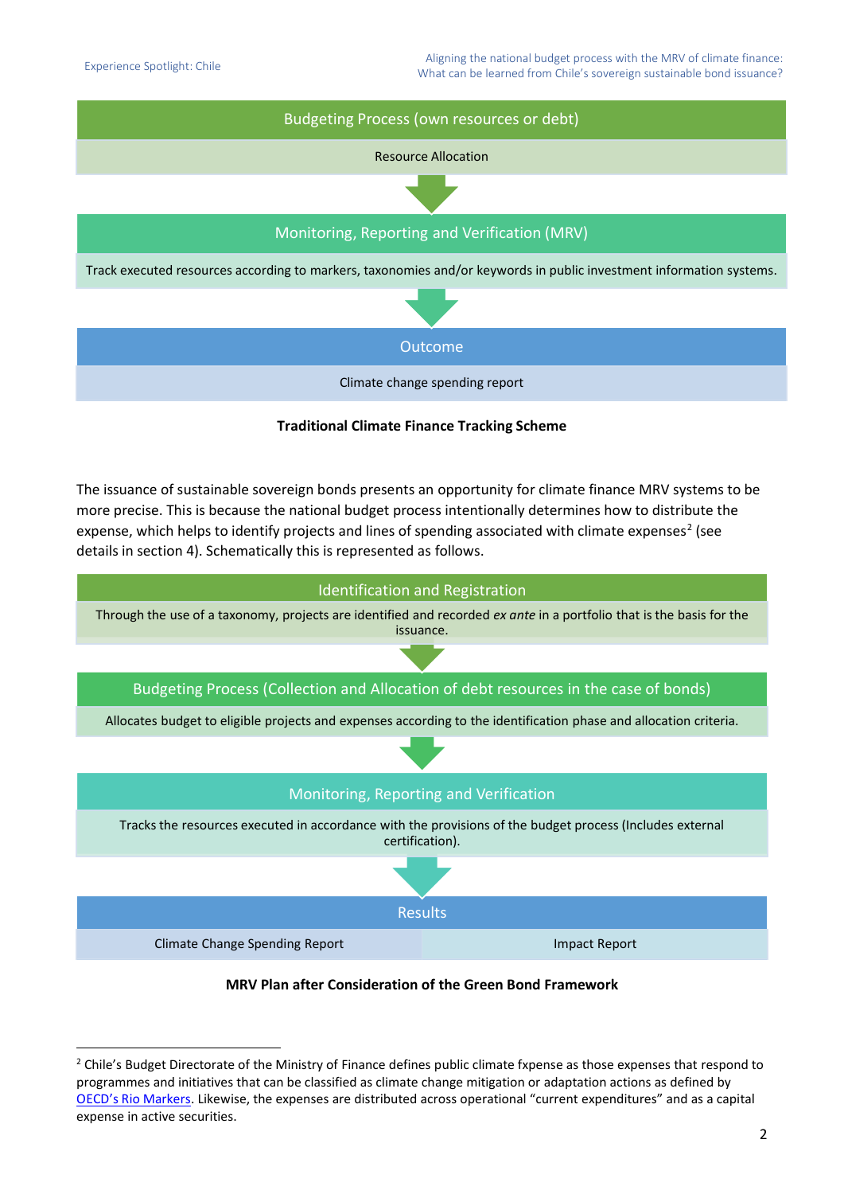**Budgeting Process (own resources or debt)**

Resource Allocation

↓

**Monitoring, Reporting and Verification (MRV)**

Track executed resources according to markers, taxonomies and/or keywords in public investment information systems.

↓

**Outcome**

Climate change spending report

**Traditional Climate Finance Tracking Scheme**

The issuance of sustainable sovereign bonds presents an opportunity for climate finance MRV systems to be more precise. This is because the national budget process intentionally determines how to distribute the expense, which helps to identify projects and lines of spending associated with climate expenses[2] (see details in section 4). Schematically this is represented as follows.

**Identification and Registration**

Through the use of a taxonomy, projects are identified and recorded *ex ante* in a portfolio that is the basis for the issuance.

↓

**Budgeting Process (Collection and Allocation of debt resources in the case of bonds)**

Allocates budget to eligible projects and expenses according to the identification phase and allocation criteria.

↓

**Monitoring, Reporting and Verification**

Tracks the resources executed in accordance with the provisions of the budget process (Includes external certification).

↓

**Results**

| Climate Change Spending Report | Impact Report |
| --- | --- |

**MRV Plan after Consideration of the Green Bond Framework**

[2] Chile's Budget Directorate of the Ministry of Finance defines public climate fxpense as those expenses that respond to programmes and initiatives that can be classified as climate change mitigation or adaptation actions as defined by OECD's Rio Markers. Likewise, the expenses are distributed across operational "current expenditures" and as a capital expense in active securities.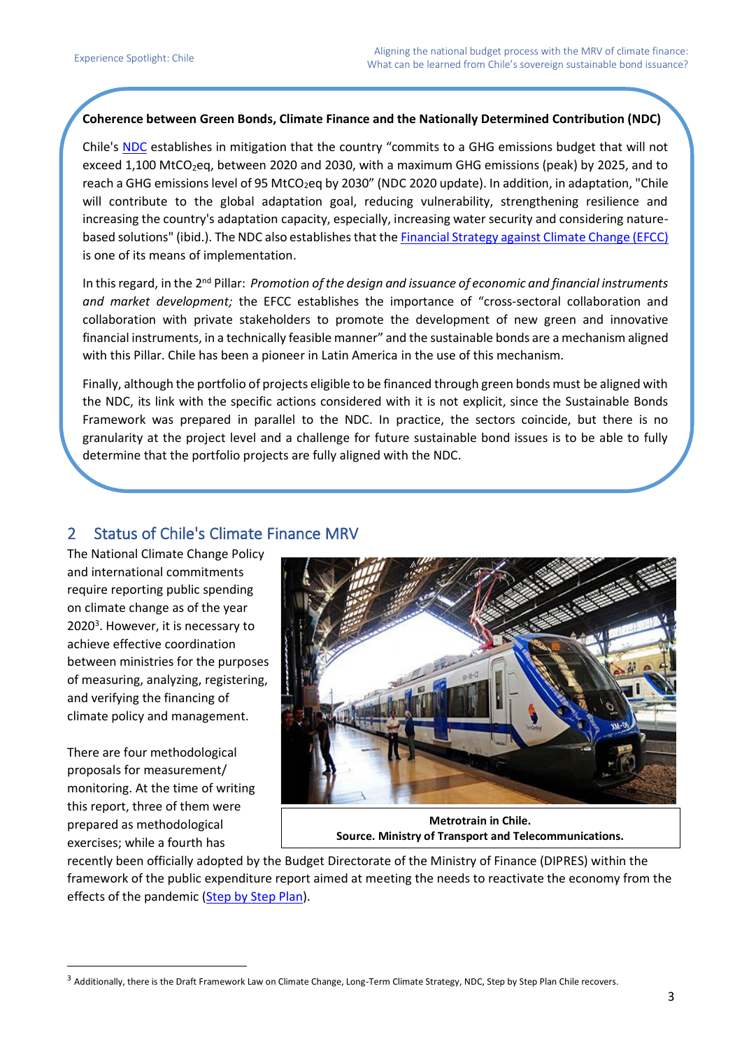**Coherence between Green Bonds, Climate Finance and the Nationally Determined Contribution (NDC)**

Chile's NDC establishes in mitigation that the country "commits to a GHG emissions budget that will not exceed 1,100 $MtCO_2eq$, between 2020 and 2030, with a maximum GHG emissions (peak) by 2025, and to reach a GHG emissions level of 95 $MtCO_2eq$ by 2030" (NDC 2020 update). In addition, in adaptation, "Chile will contribute to the global adaptation goal, reducing vulnerability, strengthening resilience and increasing the country's adaptation capacity, especially, increasing water security and considering nature-based solutions" (ibid.). The NDC also establishes that the Financial Strategy against Climate Change (EFCC) is one of its means of implementation.

In this regard, in the 2nd Pillar: *Promotion of the design and issuance of economic and financial instruments and market development;* the EFCC establishes the importance of "cross-sectoral collaboration and collaboration with private stakeholders to promote the development of new green and innovative financial instruments, in a technically feasible manner" and the sustainable bonds are a mechanism aligned with this Pillar. Chile has been a pioneer in Latin America in the use of this mechanism.

Finally, although the portfolio of projects eligible to be financed through green bonds must be aligned with the NDC, its link with the specific actions considered with it is not explicit, since the Sustainable Bonds Framework was prepared in parallel to the NDC. In practice, the sectors coincide, but there is no granularity at the project level and a challenge for future sustainable bond issues is to be able to fully determine that the portfolio projects are fully aligned with the NDC.

## 2 Status of Chile's Climate Finance MRV

The National Climate Change Policy and international commitments require reporting public spending on climate change as of the year 2020[3]. However, it is necessary to achieve effective coordination between ministries for the purposes of measuring, analyzing, registering, and verifying the financing of climate policy and management.

**Metrotrain in Chile.**
**Source. Ministry of Transport and Telecommunications.**

There are four methodological proposals for measurement/ monitoring. At the time of writing this report, three of them were prepared as methodological exercises; while a fourth has recently been officially adopted by the Budget Directorate of the Ministry of Finance (DIPRES) within the framework of the public expenditure report aimed at meeting the needs to reactivate the economy from the effects of the pandemic (Step by Step Plan).

[3] Additionally, there is the Draft Framework Law on Climate Change, Long-Term Climate Strategy, NDC, Step by Step Plan Chile recovers.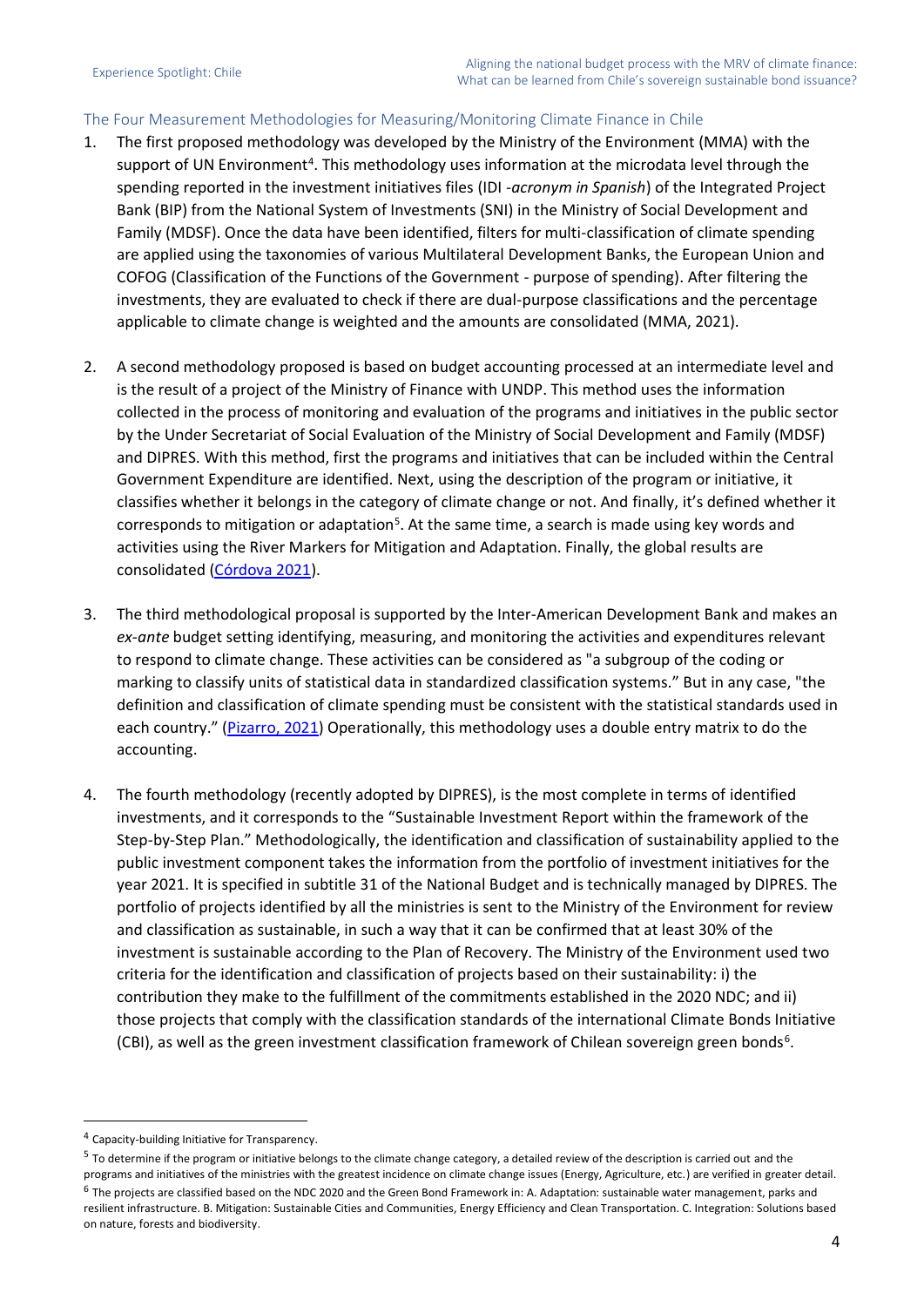## The Four Measurement Methodologies for Measuring/Monitoring Climate Finance in Chile

1. The first proposed methodology was developed by the Ministry of the Environment (MMA) with the support of UN Environment[4]. This methodology uses information at the microdata level through the spending reported in the investment initiatives files (IDI -*acronym in Spanish*) of the Integrated Project Bank (BIP) from the National System of Investments (SNI) in the Ministry of Social Development and Family (MDSF). Once the data have been identified, filters for multi-classification of climate spending are applied using the taxonomies of various Multilateral Development Banks, the European Union and COFOG (Classification of the Functions of the Government - purpose of spending). After filtering the investments, they are evaluated to check if there are dual-purpose classifications and the percentage applicable to climate change is weighted and the amounts are consolidated (MMA, 2021).

2. A second methodology proposed is based on budget accounting processed at an intermediate level and is the result of a project of the Ministry of Finance with UNDP. This method uses the information collected in the process of monitoring and evaluation of the programs and initiatives in the public sector by the Under Secretariat of Social Evaluation of the Ministry of Social Development and Family (MDSF) and DIPRES. With this method, first the programs and initiatives that can be included within the Central Government Expenditure are identified. Next, using the description of the program or initiative, it classifies whether it belongs in the category of climate change or not. And finally, it's defined whether it corresponds to mitigation or adaptation[5]. At the same time, a search is made using key words and activities using the River Markers for Mitigation and Adaptation. Finally, the global results are consolidated (Córdova 2021).

3. The third methodological proposal is supported by the Inter-American Development Bank and makes an *ex-ante* budget setting identifying, measuring, and monitoring the activities and expenditures relevant to respond to climate change. These activities can be considered as "a subgroup of the coding or marking to classify units of statistical data in standardized classification systems." But in any case, "the definition and classification of climate spending must be consistent with the statistical standards used in each country." (Pizarro, 2021) Operationally, this methodology uses a double entry matrix to do the accounting.

4. The fourth methodology (recently adopted by DIPRES), is the most complete in terms of identified investments, and it corresponds to the "Sustainable Investment Report within the framework of the Step-by-Step Plan." Methodologically, the identification and classification of sustainability applied to the public investment component takes the information from the portfolio of investment initiatives for the year 2021. It is specified in subtitle 31 of the National Budget and is technically managed by DIPRES. The portfolio of projects identified by all the ministries is sent to the Ministry of the Environment for review and classification as sustainable, in such a way that it can be confirmed that at least 30% of the investment is sustainable according to the Plan of Recovery. The Ministry of the Environment used two criteria for the identification and classification of projects based on their sustainability: i) the contribution they make to the fulfillment of the commitments established in the 2020 NDC; and ii) those projects that comply with the classification standards of the international Climate Bonds Initiative (CBI), as well as the green investment classification framework of Chilean sovereign green bonds[6].

---

[4] Capacity-building Initiative for Transparency.

[5] To determine if the program or initiative belongs to the climate change category, a detailed review of the description is carried out and the programs and initiatives of the ministries with the greatest incidence on climate change issues (Energy, Agriculture, etc.) are verified in greater detail.

[6] The projects are classified based on the NDC 2020 and the Green Bond Framework in: A. Adaptation: sustainable water management, parks and resilient infrastructure. B. Mitigation: Sustainable Cities and Communities, Energy Efficiency and Clean Transportation. C. Integration: Solutions based on nature, forests and biodiversity.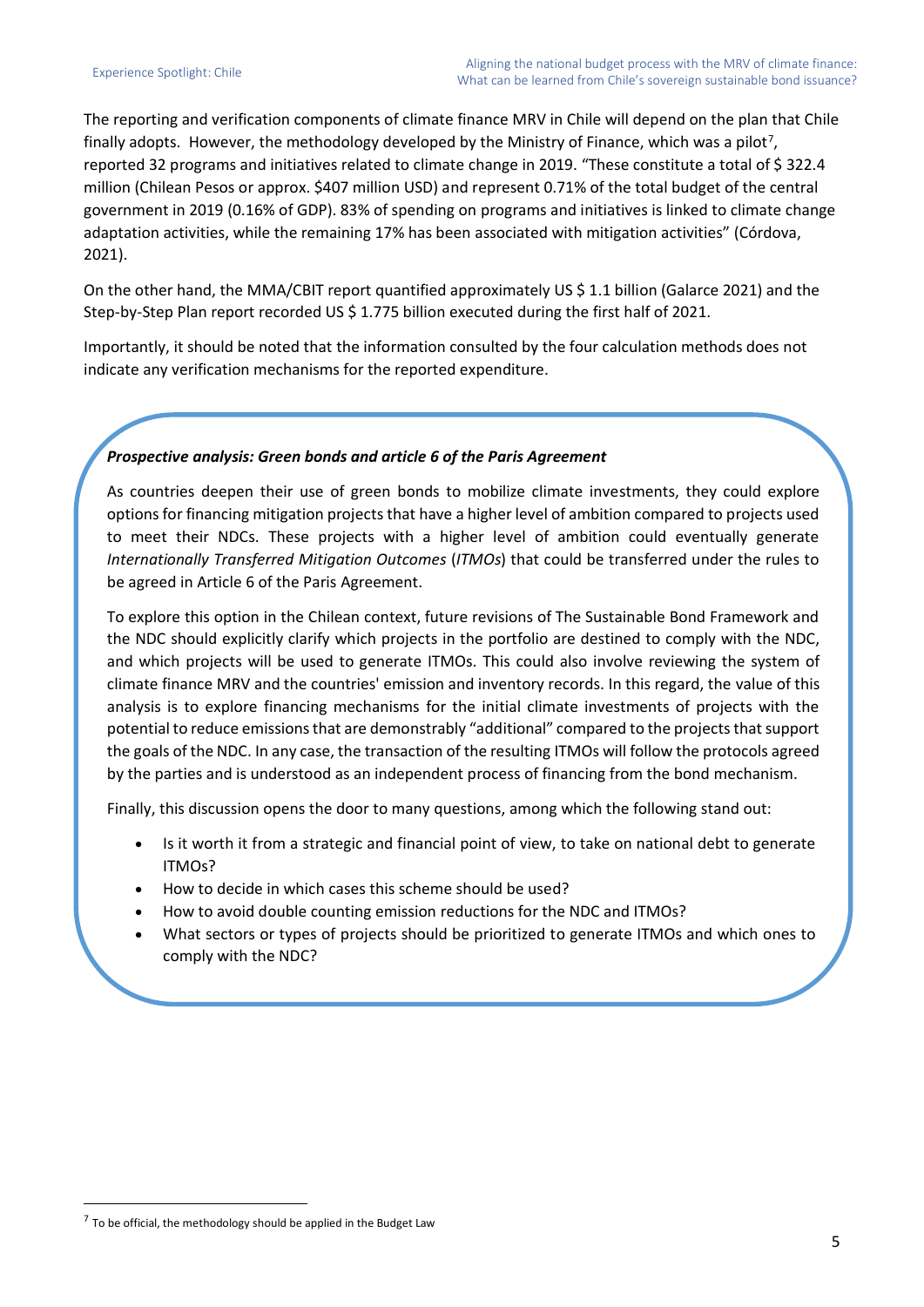The reporting and verification components of climate finance MRV in Chile will depend on the plan that Chile finally adopts. However, the methodology developed by the Ministry of Finance, which was a pilot[7], reported 32 programs and initiatives related to climate change in 2019. "These constitute a total of $ 322.4 million (Chilean Pesos or approx. $407 million USD) and represent 0.71% of the total budget of the central government in 2019 (0.16% of GDP). 83% of spending on programs and initiatives is linked to climate change adaptation activities, while the remaining 17% has been associated with mitigation activities" (Córdova, 2021).

On the other hand, the MMA/CBIT report quantified approximately US $ 1.1 billion (Galarce 2021) and the Step-by-Step Plan report recorded US $ 1.775 billion executed during the first half of 2021.

Importantly, it should be noted that the information consulted by the four calculation methods does not indicate any verification mechanisms for the reported expenditure.

***Prospective analysis: Green bonds and article 6 of the Paris Agreement***

As countries deepen their use of green bonds to mobilize climate investments, they could explore options for financing mitigation projects that have a higher level of ambition compared to projects used to meet their NDCs. These projects with a higher level of ambition could eventually generate *Internationally Transferred Mitigation Outcomes* (*ITMOs*) that could be transferred under the rules to be agreed in Article 6 of the Paris Agreement.

To explore this option in the Chilean context, future revisions of The Sustainable Bond Framework and the NDC should explicitly clarify which projects in the portfolio are destined to comply with the NDC, and which projects will be used to generate ITMOs. This could also involve reviewing the system of climate finance MRV and the countries' emission and inventory records. In this regard, the value of this analysis is to explore financing mechanisms for the initial climate investments of projects with the potential to reduce emissions that are demonstrably "additional" compared to the projects that support the goals of the NDC. In any case, the transaction of the resulting ITMOs will follow the protocols agreed by the parties and is understood as an independent process of financing from the bond mechanism.

Finally, this discussion opens the door to many questions, among which the following stand out:

- Is it worth it from a strategic and financial point of view, to take on national debt to generate ITMOs?
- How to decide in which cases this scheme should be used?
- How to avoid double counting emission reductions for the NDC and ITMOs?
- What sectors or types of projects should be prioritized to generate ITMOs and which ones to comply with the NDC?

[7] To be official, the methodology should be applied in the Budget Law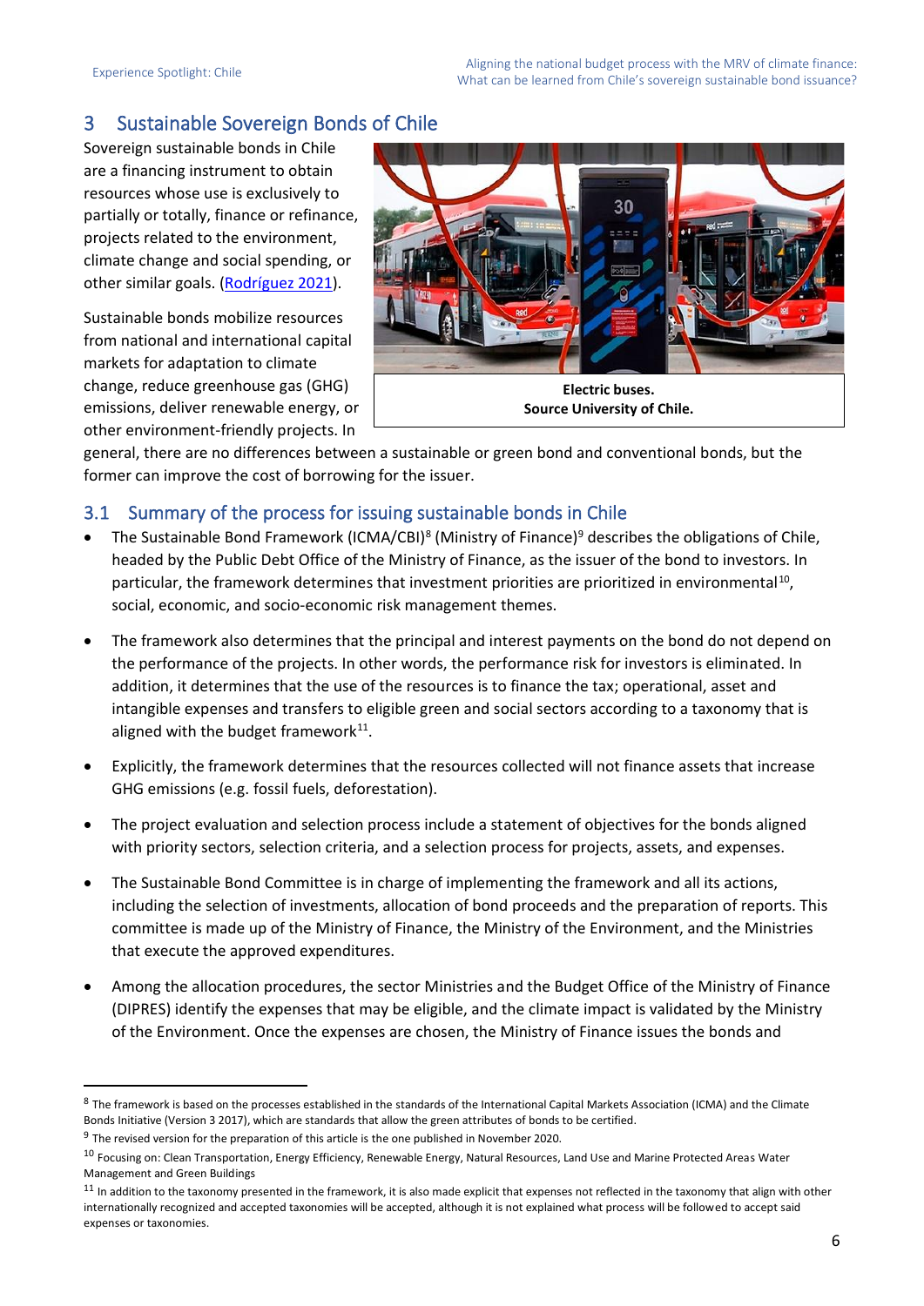## 3 Sustainable Sovereign Bonds of Chile

Sovereign sustainable bonds in Chile are a financing instrument to obtain resources whose use is exclusively to partially or totally, finance or refinance, projects related to the environment, climate change and social spending, or other similar goals. (Rodríguez 2021).

Sustainable bonds mobilize resources from national and international capital markets for adaptation to climate change, reduce greenhouse gas (GHG) emissions, deliver renewable energy, or other environment-friendly projects. In general, there are no differences between a sustainable or green bond and conventional bonds, but the former can improve the cost of borrowing for the issuer.

**Electric buses.**
**Source University of Chile.**

### 3.1 Summary of the process for issuing sustainable bonds in Chile

- The Sustainable Bond Framework (ICMA/CBI)[8] (Ministry of Finance)[9] describes the obligations of Chile, headed by the Public Debt Office of the Ministry of Finance, as the issuer of the bond to investors. In particular, the framework determines that investment priorities are prioritized in environmental[10], social, economic, and socio-economic risk management themes.

- The framework also determines that the principal and interest payments on the bond do not depend on the performance of the projects. In other words, the performance risk for investors is eliminated. In addition, it determines that the use of the resources is to finance the tax; operational, asset and intangible expenses and transfers to eligible green and social sectors according to a taxonomy that is aligned with the budget framework[11].

- Explicitly, the framework determines that the resources collected will not finance assets that increase GHG emissions (e.g. fossil fuels, deforestation).

- The project evaluation and selection process include a statement of objectives for the bonds aligned with priority sectors, selection criteria, and a selection process for projects, assets, and expenses.

- The Sustainable Bond Committee is in charge of implementing the framework and all its actions, including the selection of investments, allocation of bond proceeds and the preparation of reports. This committee is made up of the Ministry of Finance, the Ministry of the Environment, and the Ministries that execute the approved expenditures.

- Among the allocation procedures, the sector Ministries and the Budget Office of the Ministry of Finance (DIPRES) identify the expenses that may be eligible, and the climate impact is validated by the Ministry of the Environment. Once the expenses are chosen, the Ministry of Finance issues the bonds and

---

[8] The framework is based on the processes established in the standards of the International Capital Markets Association (ICMA) and the Climate Bonds Initiative (Version 3 2017), which are standards that allow the green attributes of bonds to be certified.

[9] The revised version for the preparation of this article is the one published in November 2020.

[10] Focusing on: Clean Transportation, Energy Efficiency, Renewable Energy, Natural Resources, Land Use and Marine Protected Areas Water Management and Green Buildings

[11] In addition to the taxonomy presented in the framework, it is also made explicit that expenses not reflected in the taxonomy that align with other internationally recognized and accepted taxonomies will be accepted, although it is not explained what process will be followed to accept said expenses or taxonomies.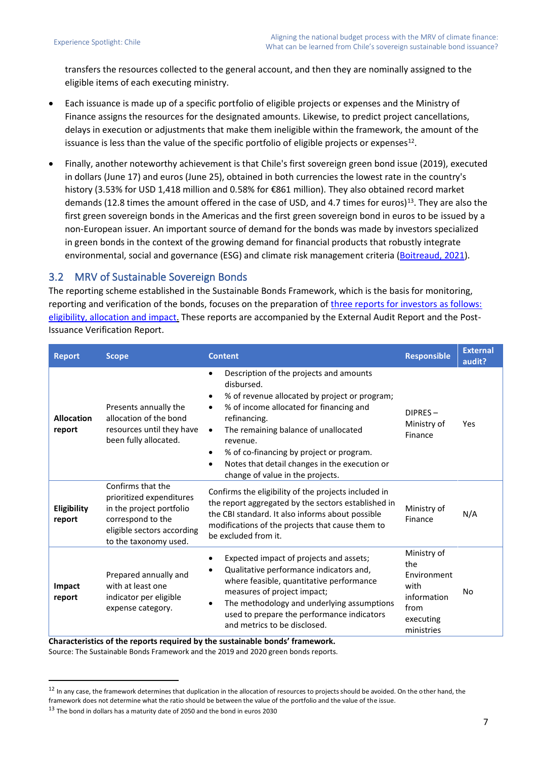transfers the resources collected to the general account, and then they are nominally assigned to the eligible items of each executing ministry.

- Each issuance is made up of a specific portfolio of eligible projects or expenses and the Ministry of Finance assigns the resources for the designated amounts. Likewise, to predict project cancellations, delays in execution or adjustments that make them ineligible within the framework, the amount of the issuance is less than the value of the specific portfolio of eligible projects or expenses[12].
- Finally, another noteworthy achievement is that Chile's first sovereign green bond issue (2019), executed in dollars (June 17) and euros (June 25), obtained in both currencies the lowest rate in the country's history (3.53% for USD 1,418 million and 0.58% for €861 million). They also obtained record market demands (12.8 times the amount offered in the case of USD, and 4.7 times for euros)[13]. They are also the first green sovereign bonds in the Americas and the first green sovereign bond in euros to be issued by a non-European issuer. An important source of demand for the bonds was made by investors specialized in green bonds in the context of the growing demand for financial products that robustly integrate environmental, social and governance (ESG) and climate risk management criteria (Boitreaud, 2021).

## 3.2 MRV of Sustainable Sovereign Bonds

The reporting scheme established in the Sustainable Bonds Framework, which is the basis for monitoring, reporting and verification of the bonds, focuses on the preparation of three reports for investors as follows: eligibility, allocation and impact. These reports are accompanied by the External Audit Report and the Post-Issuance Verification Report.

| Report | Scope | Content | Responsible | External audit? |
|---|---|---|---|---|
| **Allocation report** | Presents annually the allocation of the bond resources until they have been fully allocated. | • Description of the projects and amounts disbursed.<br>• % of revenue allocated by project or program;<br>• % of income allocated for financing and refinancing.<br>• The remaining balance of unallocated revenue.<br>• % of co-financing by project or program.<br>• Notes that detail changes in the execution or change of value in the projects. | DIPRES – Ministry of Finance | Yes |
| **Eligibility report** | Confirms that the prioritized expenditures in the project portfolio correspond to the eligible sectors according to the taxonomy used. | Confirms the eligibility of the projects included in the report aggregated by the sectors established in the CBI standard. It also informs about possible modifications of the projects that cause them to be excluded from it. | Ministry of Finance | N/A |
| **Impact report** | Prepared annually and with at least one indicator per eligible expense category. | • Expected impact of projects and assets;<br>• Qualitative performance indicators and, where feasible, quantitative performance measures of project impact;<br>• The methodology and underlying assumptions used to prepare the performance indicators and metrics to be disclosed. | Ministry of the Environment with information from executing ministries | No |

**Characteristics of the reports required by the sustainable bonds' framework.**
Source: The Sustainable Bonds Framework and the 2019 and 2020 green bonds reports.

[12] In any case, the framework determines that duplication in the allocation of resources to projects should be avoided. On the other hand, the framework does not determine what the ratio should be between the value of the portfolio and the value of the issue.

[13] The bond in dollars has a maturity date of 2050 and the bond in euros 2030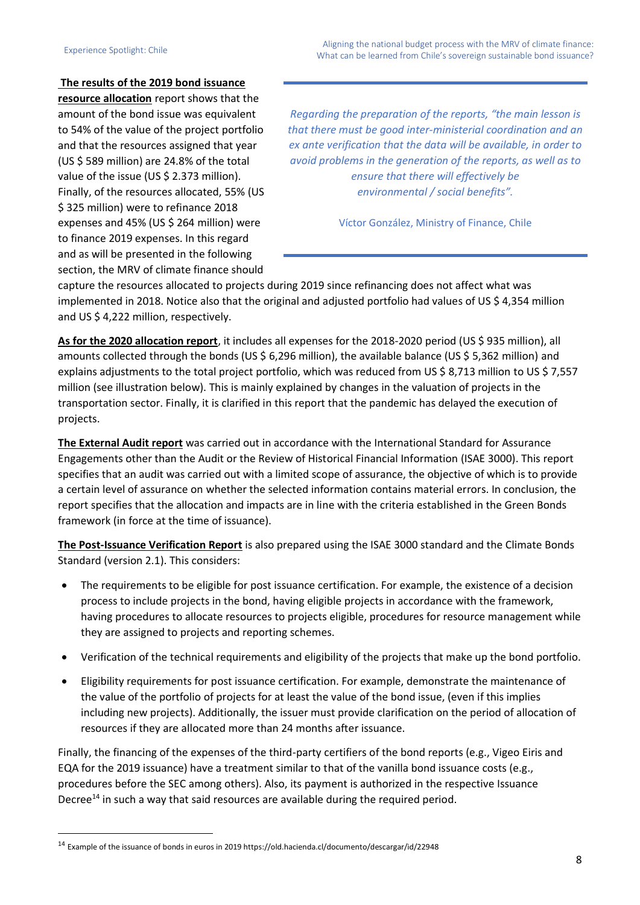**The results of the 2019 bond issuance resource allocation** report shows that the amount of the bond issue was equivalent to 54% of the value of the project portfolio and that the resources assigned that year (US $ 589 million) are 24.8% of the total value of the issue (US $ 2.373 million). Finally, of the resources allocated, 55% (US $ 325 million) were to refinance 2018 expenses and 45% (US $ 264 million) were to finance 2019 expenses. In this regard and as will be presented in the following section, the MRV of climate finance should capture the resources allocated to projects during 2019 since refinancing does not affect what was implemented in 2018. Notice also that the original and adjusted portfolio had values of US $ 4,354 million and US $ 4,222 million, respectively.

> *Regarding the preparation of the reports, "the main lesson is that there must be good inter-ministerial coordination and an ex ante verification that the data will be available, in order to avoid problems in the generation of the reports, as well as to ensure that there will effectively be environmental / social benefits".*
>
> Víctor González, Ministry of Finance, Chile

**As for the 2020 allocation report**, it includes all expenses for the 2018-2020 period (US $ 935 million), all amounts collected through the bonds (US $ 6,296 million), the available balance (US $ 5,362 million) and explains adjustments to the total project portfolio, which was reduced from US $ 8,713 million to US $ 7,557 million (see illustration below). This is mainly explained by changes in the valuation of projects in the transportation sector. Finally, it is clarified in this report that the pandemic has delayed the execution of projects.

**The External Audit report** was carried out in accordance with the International Standard for Assurance Engagements other than the Audit or the Review of Historical Financial Information (ISAE 3000). This report specifies that an audit was carried out with a limited scope of assurance, the objective of which is to provide a certain level of assurance on whether the selected information contains material errors. In conclusion, the report specifies that the allocation and impacts are in line with the criteria established in the Green Bonds framework (in force at the time of issuance).

**The Post-Issuance Verification Report** is also prepared using the ISAE 3000 standard and the Climate Bonds Standard (version 2.1). This considers:

- The requirements to be eligible for post issuance certification. For example, the existence of a decision process to include projects in the bond, having eligible projects in accordance with the framework, having procedures to allocate resources to projects eligible, procedures for resource management while they are assigned to projects and reporting schemes.
- Verification of the technical requirements and eligibility of the projects that make up the bond portfolio.
- Eligibility requirements for post issuance certification. For example, demonstrate the maintenance of the value of the portfolio of projects for at least the value of the bond issue, (even if this implies including new projects). Additionally, the issuer must provide clarification on the period of allocation of resources if they are allocated more than 24 months after issuance.

Finally, the financing of the expenses of the third-party certifiers of the bond reports (e.g., Vigeo Eiris and EQA for the 2019 issuance) have a treatment similar to that of the vanilla bond issuance costs (e.g., procedures before the SEC among others). Also, its payment is authorized in the respective Issuance Decree[14] in such a way that said resources are available during the required period.

[14] Example of the issuance of bonds in euros in 2019 https://old.hacienda.cl/documento/descargar/id/22948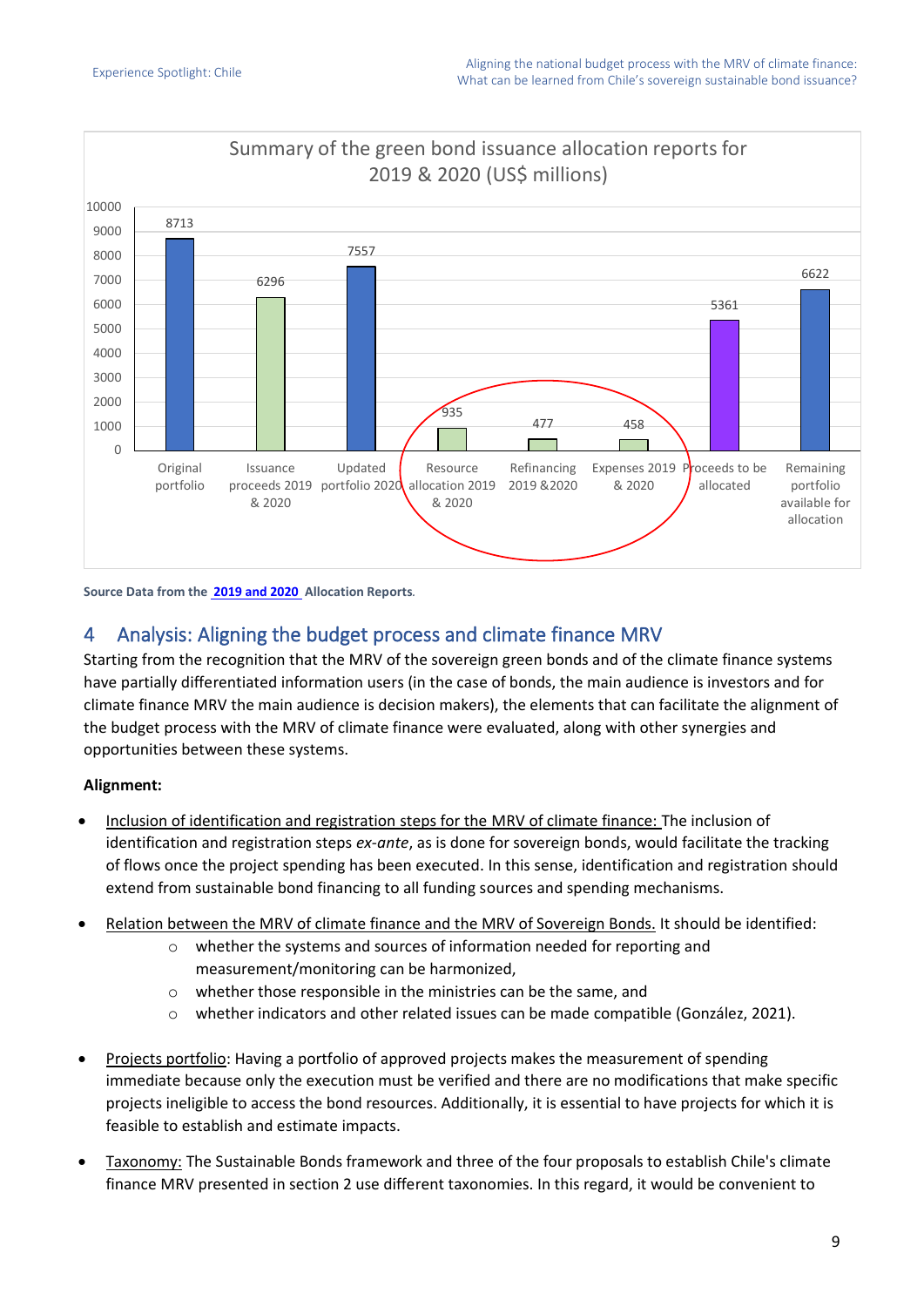**Summary of the green bond issuance allocation reports for 2019 & 2020 (US$ millions)**

| Category | US$ millions |
|---|---|
| Original portfolio | 8713 |
| Issuance proceeds 2019 & 2020 | 6296 |
| Updated portfolio 2020 | 7557 |
| Resource allocation 2019 & 2020 | 935 |
| Refinancing 2019 &2020 | 477 |
| Expenses 2019 & 2020 | 458 |
| Proceeds to be allocated | 5361 |
| Remaining portfolio available for allocation | 6622 |

**Source Data from the 2019 and 2020 Allocation Reports**.

# 4 Analysis: Aligning the budget process and climate finance MRV

Starting from the recognition that the MRV of the sovereign green bonds and of the climate finance systems have partially differentiated information users (in the case of bonds, the main audience is investors and for climate finance MRV the main audience is decision makers), the elements that can facilitate the alignment of the budget process with the MRV of climate finance were evaluated, along with other synergies and opportunities between these systems.

**Alignment:**

- Inclusion of identification and registration steps for the MRV of climate finance: The inclusion of identification and registration steps *ex-ante*, as is done for sovereign bonds, would facilitate the tracking of flows once the project spending has been executed. In this sense, identification and registration should extend from sustainable bond financing to all funding sources and spending mechanisms.
- Relation between the MRV of climate finance and the MRV of Sovereign Bonds. It should be identified:
  - whether the systems and sources of information needed for reporting and measurement/monitoring can be harmonized,
  - whether those responsible in the ministries can be the same, and
  - whether indicators and other related issues can be made compatible (González, 2021).
- Projects portfolio: Having a portfolio of approved projects makes the measurement of spending immediate because only the execution must be verified and there are no modifications that make specific projects ineligible to access the bond resources. Additionally, it is essential to have projects for which it is feasible to establish and estimate impacts.
- Taxonomy: The Sustainable Bonds framework and three of the four proposals to establish Chile's climate finance MRV presented in section 2 use different taxonomies. In this regard, it would be convenient to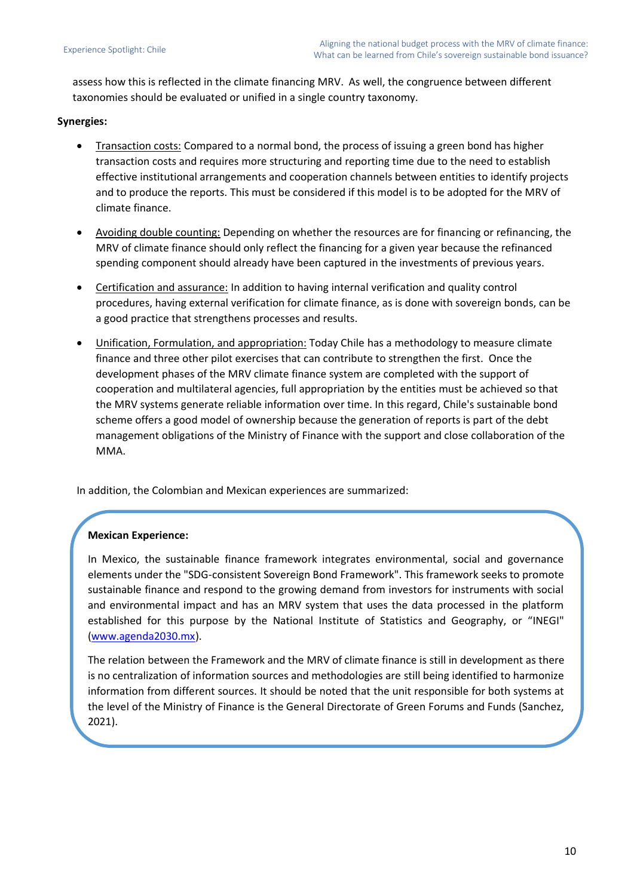assess how this is reflected in the climate financing MRV. As well, the congruence between different taxonomies should be evaluated or unified in a single country taxonomy.

**Synergies:**

- Transaction costs: Compared to a normal bond, the process of issuing a green bond has higher transaction costs and requires more structuring and reporting time due to the need to establish effective institutional arrangements and cooperation channels between entities to identify projects and to produce the reports. This must be considered if this model is to be adopted for the MRV of climate finance.
- Avoiding double counting: Depending on whether the resources are for financing or refinancing, the MRV of climate finance should only reflect the financing for a given year because the refinanced spending component should already have been captured in the investments of previous years.
- Certification and assurance: In addition to having internal verification and quality control procedures, having external verification for climate finance, as is done with sovereign bonds, can be a good practice that strengthens processes and results.
- Unification, Formulation, and appropriation: Today Chile has a methodology to measure climate finance and three other pilot exercises that can contribute to strengthen the first. Once the development phases of the MRV climate finance system are completed with the support of cooperation and multilateral agencies, full appropriation by the entities must be achieved so that the MRV systems generate reliable information over time. In this regard, Chile's sustainable bond scheme offers a good model of ownership because the generation of reports is part of the debt management obligations of the Ministry of Finance with the support and close collaboration of the MMA.

In addition, the Colombian and Mexican experiences are summarized:

**Mexican Experience:**

In Mexico, the sustainable finance framework integrates environmental, social and governance elements under the "SDG-consistent Sovereign Bond Framework". This framework seeks to promote sustainable finance and respond to the growing demand from investors for instruments with social and environmental impact and has an MRV system that uses the data processed in the platform established for this purpose by the National Institute of Statistics and Geography, or "INEGI" (www.agenda2030.mx).

The relation between the Framework and the MRV of climate finance is still in development as there is no centralization of information sources and methodologies are still being identified to harmonize information from different sources. It should be noted that the unit responsible for both systems at the level of the Ministry of Finance is the General Directorate of Green Forums and Funds (Sanchez, 2021).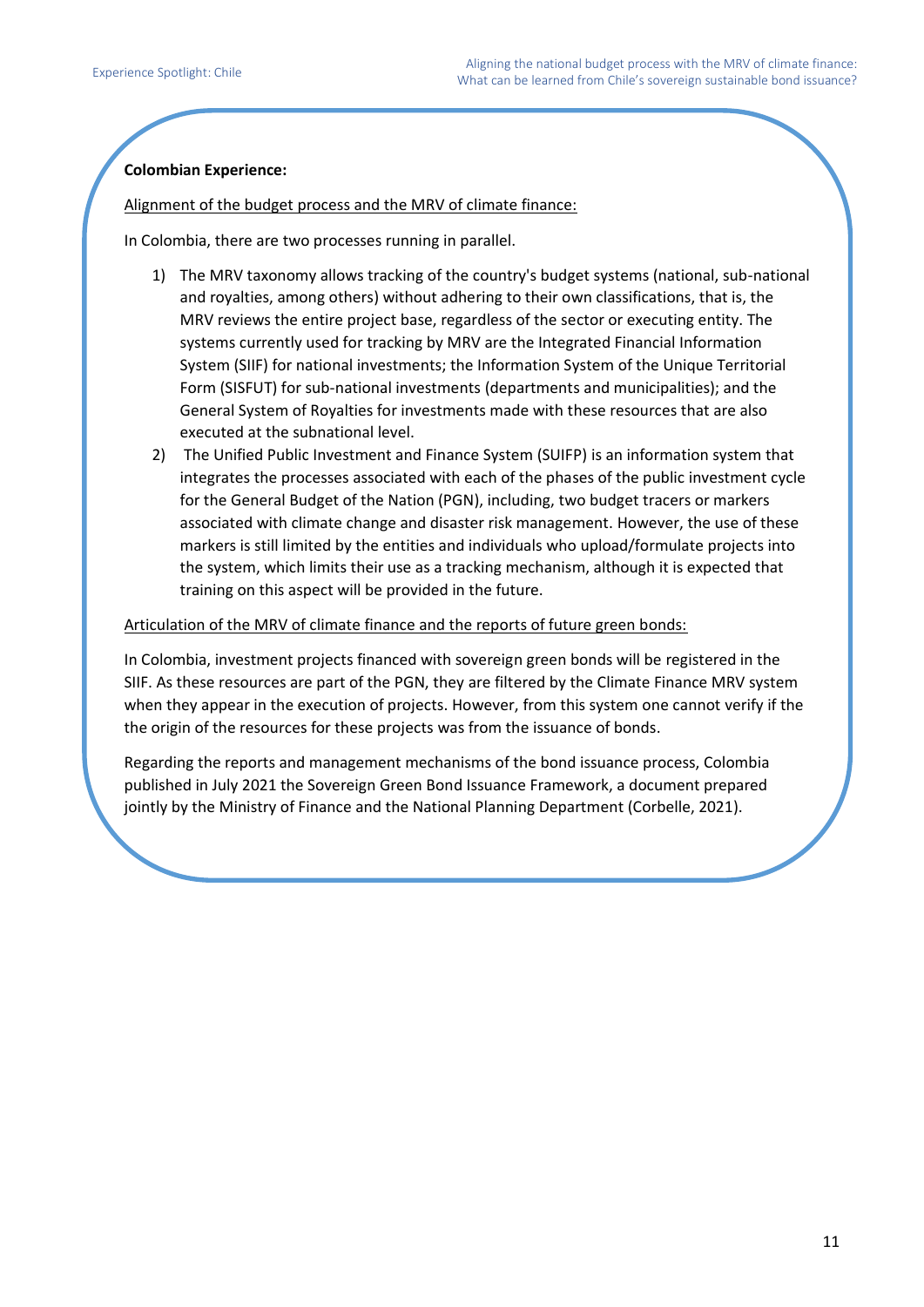**Colombian Experience:**

Alignment of the budget process and the MRV of climate finance:

In Colombia, there are two processes running in parallel.

1) The MRV taxonomy allows tracking of the country's budget systems (national, sub-national and royalties, among others) without adhering to their own classifications, that is, the MRV reviews the entire project base, regardless of the sector or executing entity. The systems currently used for tracking by MRV are the Integrated Financial Information System (SIIF) for national investments; the Information System of the Unique Territorial Form (SISFUT) for sub-national investments (departments and municipalities); and the General System of Royalties for investments made with these resources that are also executed at the subnational level.
2) The Unified Public Investment and Finance System (SUIFP) is an information system that integrates the processes associated with each of the phases of the public investment cycle for the General Budget of the Nation (PGN), including, two budget tracers or markers associated with climate change and disaster risk management. However, the use of these markers is still limited by the entities and individuals who upload/formulate projects into the system, which limits their use as a tracking mechanism, although it is expected that training on this aspect will be provided in the future.

Articulation of the MRV of climate finance and the reports of future green bonds:

In Colombia, investment projects financed with sovereign green bonds will be registered in the SIIF. As these resources are part of the PGN, they are filtered by the Climate Finance MRV system when they appear in the execution of projects. However, from this system one cannot verify if the the origin of the resources for these projects was from the issuance of bonds.

Regarding the reports and management mechanisms of the bond issuance process, Colombia published in July 2021 the Sovereign Green Bond Issuance Framework, a document prepared jointly by the Ministry of Finance and the National Planning Department (Corbelle, 2021).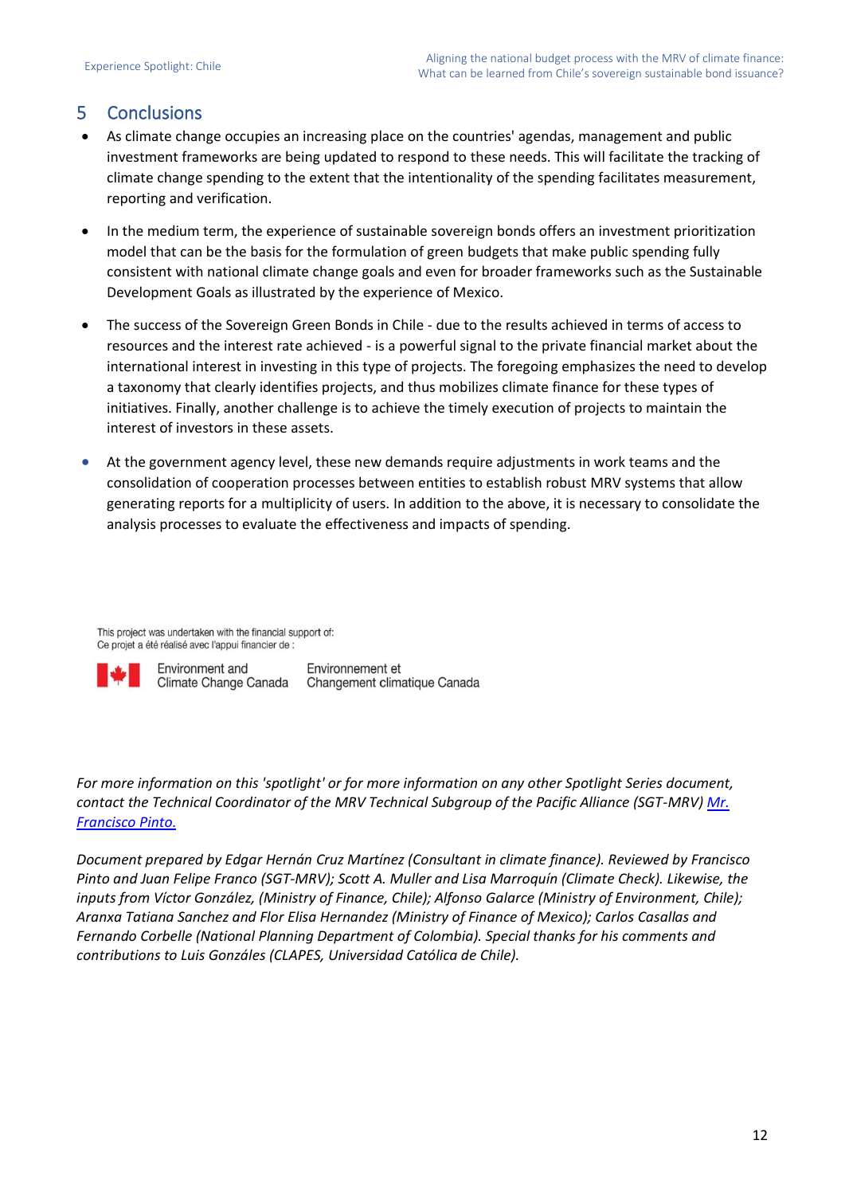## 5 Conclusions

- As climate change occupies an increasing place on the countries' agendas, management and public investment frameworks are being updated to respond to these needs. This will facilitate the tracking of climate change spending to the extent that the intentionality of the spending facilitates measurement, reporting and verification.
- In the medium term, the experience of sustainable sovereign bonds offers an investment prioritization model that can be the basis for the formulation of green budgets that make public spending fully consistent with national climate change goals and even for broader frameworks such as the Sustainable Development Goals as illustrated by the experience of Mexico.
- The success of the Sovereign Green Bonds in Chile - due to the results achieved in terms of access to resources and the interest rate achieved - is a powerful signal to the private financial market about the international interest in investing in this type of projects. The foregoing emphasizes the need to develop a taxonomy that clearly identifies projects, and thus mobilizes climate finance for these types of initiatives. Finally, another challenge is to achieve the timely execution of projects to maintain the interest of investors in these assets.
- At the government agency level, these new demands require adjustments in work teams and the consolidation of cooperation processes between entities to establish robust MRV systems that allow generating reports for a multiplicity of users. In addition to the above, it is necessary to consolidate the analysis processes to evaluate the effectiveness and impacts of spending.

This project was undertaken with the financial support of:
Ce projet a été réalisé avec l'appui financier de :

Environment and Climate Change Canada | Environnement et Changement climatique Canada

*For more information on this 'spotlight' or for more information on any other Spotlight Series document, contact the Technical Coordinator of the MRV Technical Subgroup of the Pacific Alliance (SGT-MRV) [Mr. Francisco Pinto.]*

*Document prepared by Edgar Hernán Cruz Martínez (Consultant in climate finance). Reviewed by Francisco Pinto and Juan Felipe Franco (SGT-MRV); Scott A. Muller and Lisa Marroquín (Climate Check). Likewise, the inputs from Víctor González, (Ministry of Finance, Chile); Alfonso Galarce (Ministry of Environment, Chile); Aranxa Tatiana Sanchez and Flor Elisa Hernandez (Ministry of Finance of Mexico); Carlos Casallas and Fernando Corbelle (National Planning Department of Colombia). Special thanks for his comments and contributions to Luis Gonzáles (CLAPES, Universidad Católica de Chile).*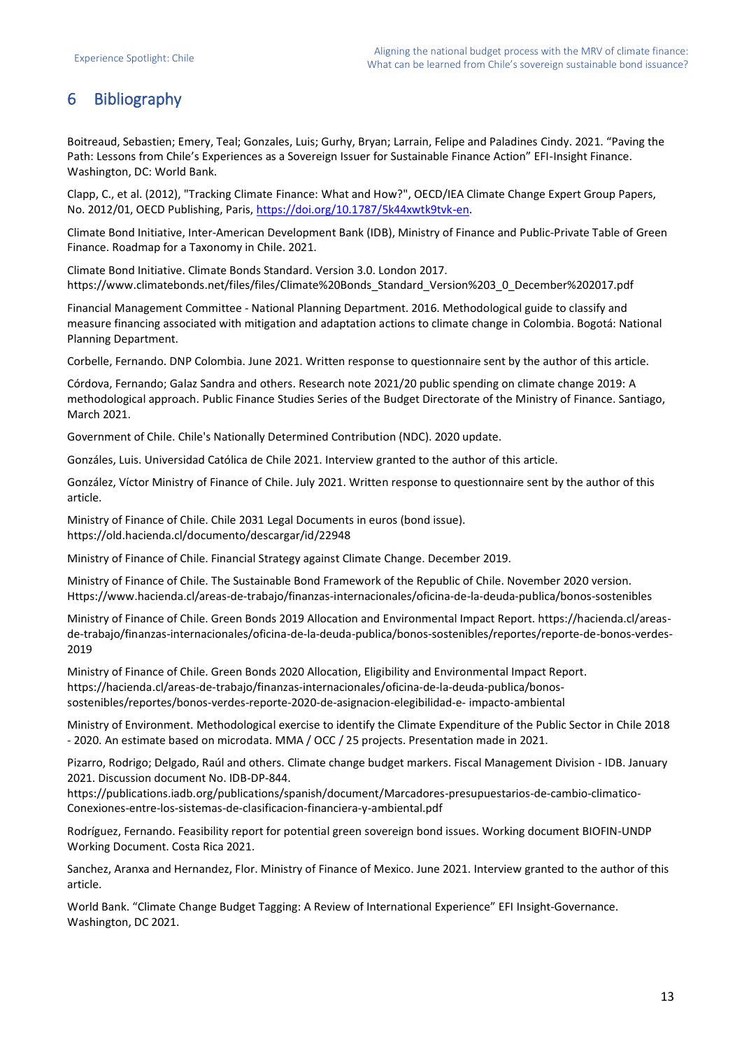# 6 Bibliography

Boitreaud, Sebastien; Emery, Teal; Gonzales, Luis; Gurhy, Bryan; Larrain, Felipe and Paladines Cindy. 2021. "Paving the Path: Lessons from Chile's Experiences as a Sovereign Issuer for Sustainable Finance Action" EFI-Insight Finance. Washington, DC: World Bank.

Clapp, C., et al. (2012), "Tracking Climate Finance: What and How?", OECD/IEA Climate Change Expert Group Papers, No. 2012/01, OECD Publishing, Paris, https://doi.org/10.1787/5k44xwtk9tvk-en.

Climate Bond Initiative, Inter-American Development Bank (IDB), Ministry of Finance and Public-Private Table of Green Finance. Roadmap for a Taxonomy in Chile. 2021.

Climate Bond Initiative. Climate Bonds Standard. Version 3.0. London 2017. https://www.climatebonds.net/files/files/Climate%20Bonds_Standard_Version%203_0_December%202017.pdf

Financial Management Committee - National Planning Department. 2016. Methodological guide to classify and measure financing associated with mitigation and adaptation actions to climate change in Colombia. Bogotá: National Planning Department.

Corbelle, Fernando. DNP Colombia. June 2021. Written response to questionnaire sent by the author of this article.

Córdova, Fernando; Galaz Sandra and others. Research note 2021/20 public spending on climate change 2019: A methodological approach. Public Finance Studies Series of the Budget Directorate of the Ministry of Finance. Santiago, March 2021.

Government of Chile. Chile's Nationally Determined Contribution (NDC). 2020 update.

Gonzáles, Luis. Universidad Católica de Chile 2021. Interview granted to the author of this article.

González, Víctor Ministry of Finance of Chile. July 2021. Written response to questionnaire sent by the author of this article.

Ministry of Finance of Chile. Chile 2031 Legal Documents in euros (bond issue). https://old.hacienda.cl/documento/descargar/id/22948

Ministry of Finance of Chile. Financial Strategy against Climate Change. December 2019.

Ministry of Finance of Chile. The Sustainable Bond Framework of the Republic of Chile. November 2020 version. Https://www.hacienda.cl/areas-de-trabajo/finanzas-internacionales/oficina-de-la-deuda-publica/bonos-sostenibles

Ministry of Finance of Chile. Green Bonds 2019 Allocation and Environmental Impact Report. https://hacienda.cl/areas-de-trabajo/finanzas-internacionales/oficina-de-la-deuda-publica/bonos-sostenibles/reportes/reporte-de-bonos-verdes-2019

Ministry of Finance of Chile. Green Bonds 2020 Allocation, Eligibility and Environmental Impact Report. https://hacienda.cl/areas-de-trabajo/finanzas-internacionales/oficina-de-la-deuda-publica/bonos-sostenibles/reportes/bonos-verdes-reporte-2020-de-asignacion-elegibilidad-e- impacto-ambiental

Ministry of Environment. Methodological exercise to identify the Climate Expenditure of the Public Sector in Chile 2018 - 2020. An estimate based on microdata. MMA / OCC / 25 projects. Presentation made in 2021.

Pizarro, Rodrigo; Delgado, Raúl and others. Climate change budget markers. Fiscal Management Division - IDB. January 2021. Discussion document No. IDB-DP-844. https://publications.iadb.org/publications/spanish/document/Marcadores-presupuestarios-de-cambio-climatico-Conexiones-entre-los-sistemas-de-clasificacion-financiera-y-ambiental.pdf

Rodríguez, Fernando. Feasibility report for potential green sovereign bond issues. Working document BIOFIN-UNDP Working Document. Costa Rica 2021.

Sanchez, Aranxa and Hernandez, Flor. Ministry of Finance of Mexico. June 2021. Interview granted to the author of this article.

World Bank. "Climate Change Budget Tagging: A Review of International Experience" EFI Insight-Governance. Washington, DC 2021.